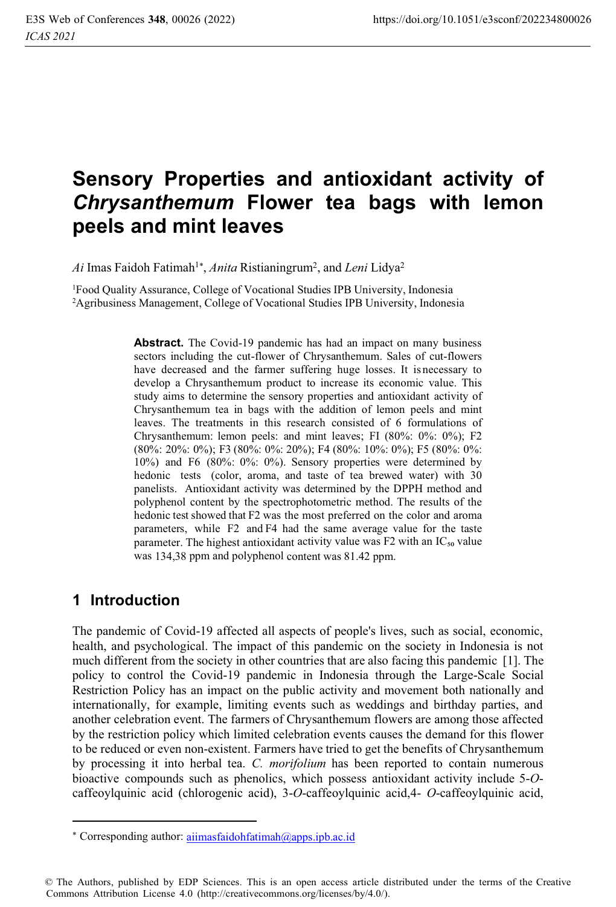# Sensory Properties and antioxidant activity of *Chrysanthemum* Flower tea bags with lemon peels and mint leaves

*Ai* Imas Faidoh Fatimah[1*], *Anita* Ristianingrum[2], and *Leni* Lidya[2]

[1]Food Quality Assurance, College of Vocational Studies IPB University, Indonesia
[2]Agribusiness Management, College of Vocational Studies IPB University, Indonesia

**Abstract.** The Covid-19 pandemic has had an impact on many business sectors including the cut-flower of Chrysanthemum. Sales of cut-flowers have decreased and the farmer suffering huge losses. It is necessary to develop a Chrysanthemum product to increase its economic value. This study aims to determine the sensory properties and antioxidant activity of Chrysanthemum tea in bags with the addition of lemon peels and mint leaves. The treatments in this research consisted of 6 formulations of Chrysanthemum: lemon peels: and mint leaves; FI (80%: 0%: 0%); F2 (80%: 20%: 0%); F3 (80%: 0%: 20%); F4 (80%: 10%: 0%); F5 (80%: 0%: 10%) and F6 (80%: 0%: 0%). Sensory properties were determined by hedonic tests (color, aroma, and taste of tea brewed water) with 30 panelists. Antioxidant activity was determined by the DPPH method and polyphenol content by the spectrophotometric method. The results of the hedonic test showed that F2 was the most preferred on the color and aroma parameters, while F2 and F4 had the same average value for the taste parameter. The highest antioxidant activity value was F2 with an $IC_{50}$ value was 134,38 ppm and polyphenol content was 81.42 ppm.

## 1 Introduction

The pandemic of Covid-19 affected all aspects of people's lives, such as social, economic, health, and psychological. The impact of this pandemic on the society in Indonesia is not much different from the society in other countries that are also facing this pandemic [1]. The policy to control the Covid-19 pandemic in Indonesia through the Large-Scale Social Restriction Policy has an impact on the public activity and movement both nationally and internationally, for example, limiting events such as weddings and birthday parties, and another celebration event. The farmers of Chrysanthemum flowers are among those affected by the restriction policy which limited celebration events causes the demand for this flower to be reduced or even non-existent. Farmers have tried to get the benefits of Chrysanthemum by processing it into herbal tea. *C. morifolium* has been reported to contain numerous bioactive compounds such as phenolics, which possess antioxidant activity include 5-*O*-caffeoylquinic acid (chlorogenic acid), 3-*O*-caffeoylquinic acid,4- *O*-caffeoylquinic acid,

* Corresponding author: aiimasfaidohfatimah@apps.ipb.ac.id

© The Authors, published by EDP Sciences. This is an open access article distributed under the terms of the Creative Commons Attribution License 4.0 (http://creativecommons.org/licenses/by/4.0/).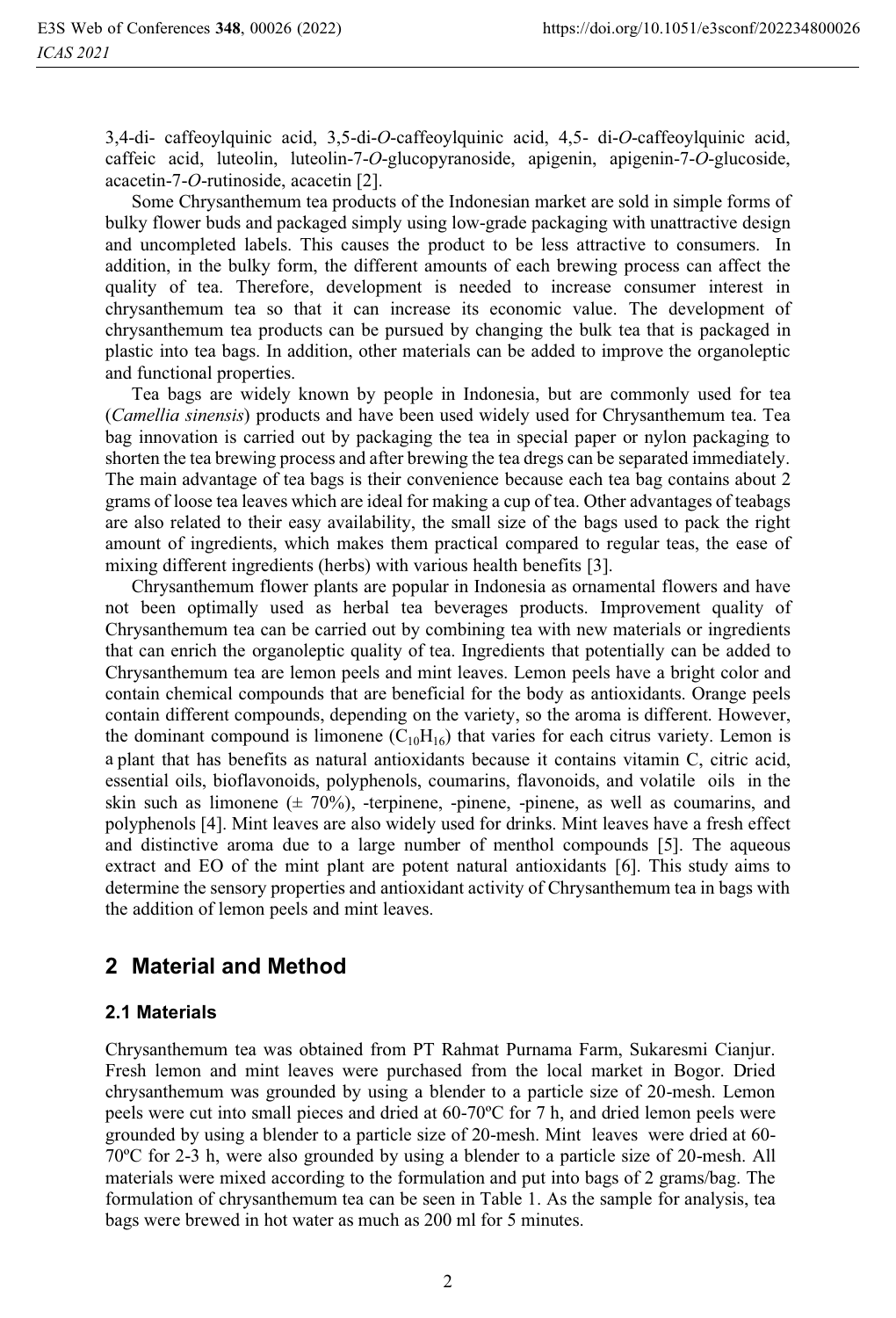3,4-di- caffeoylquinic acid, 3,5-di-*O*-caffeoylquinic acid, 4,5- di-*O*-caffeoylquinic acid, caffeic acid, luteolin, luteolin-7-*O*-glucopyranoside, apigenin, apigenin-7-*O*-glucoside, acacetin-7-*O*-rutinoside, acacetin [2].

Some Chrysanthemum tea products of the Indonesian market are sold in simple forms of bulky flower buds and packaged simply using low-grade packaging with unattractive design and uncompleted labels. This causes the product to be less attractive to consumers. In addition, in the bulky form, the different amounts of each brewing process can affect the quality of tea. Therefore, development is needed to increase consumer interest in chrysanthemum tea so that it can increase its economic value. The development of chrysanthemum tea products can be pursued by changing the bulk tea that is packaged in plastic into tea bags. In addition, other materials can be added to improve the organoleptic and functional properties.

Tea bags are widely known by people in Indonesia, but are commonly used for tea (*Camellia sinensis*) products and have been used widely used for Chrysanthemum tea. Tea bag innovation is carried out by packaging the tea in special paper or nylon packaging to shorten the tea brewing process and after brewing the tea dregs can be separated immediately. The main advantage of tea bags is their convenience because each tea bag contains about 2 grams of loose tea leaves which are ideal for making a cup of tea. Other advantages of teabags are also related to their easy availability, the small size of the bags used to pack the right amount of ingredients, which makes them practical compared to regular teas, the ease of mixing different ingredients (herbs) with various health benefits [3].

Chrysanthemum flower plants are popular in Indonesia as ornamental flowers and have not been optimally used as herbal tea beverages products. Improvement quality of Chrysanthemum tea can be carried out by combining tea with new materials or ingredients that can enrich the organoleptic quality of tea. Ingredients that potentially can be added to Chrysanthemum tea are lemon peels and mint leaves. Lemon peels have a bright color and contain chemical compounds that are beneficial for the body as antioxidants. Orange peels contain different compounds, depending on the variety, so the aroma is different. However, the dominant compound is limonene ($C_{10}H_{16}$) that varies for each citrus variety. Lemon is a plant that has benefits as natural antioxidants because it contains vitamin C, citric acid, essential oils, bioflavonoids, polyphenols, coumarins, flavonoids, and volatile oils in the skin such as limonene (± 70%), -terpinene, -pinene, -pinene, as well as coumarins, and polyphenols [4]. Mint leaves are also widely used for drinks. Mint leaves have a fresh effect and distinctive aroma due to a large number of menthol compounds [5]. The aqueous extract and EO of the mint plant are potent natural antioxidants [6]. This study aims to determine the sensory properties and antioxidant activity of Chrysanthemum tea in bags with the addition of lemon peels and mint leaves.

## 2 Material and Method

### 2.1 Materials

Chrysanthemum tea was obtained from PT Rahmat Purnama Farm, Sukaresmi Cianjur. Fresh lemon and mint leaves were purchased from the local market in Bogor. Dried chrysanthemum was grounded by using a blender to a particle size of 20-mesh. Lemon peels were cut into small pieces and dried at 60-70ºC for 7 h, and dried lemon peels were grounded by using a blender to a particle size of 20-mesh. Mint leaves were dried at 60-70ºC for 2-3 h, were also grounded by using a blender to a particle size of 20-mesh. All materials were mixed according to the formulation and put into bags of 2 grams/bag. The formulation of chrysanthemum tea can be seen in Table 1. As the sample for analysis, tea bags were brewed in hot water as much as 200 ml for 5 minutes.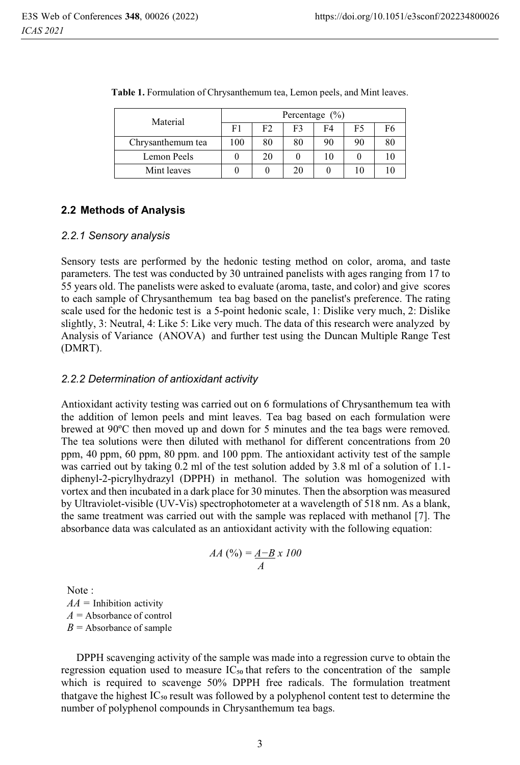**Table 1.** Formulation of Chrysanthemum tea, Lemon peels, and Mint leaves.

| Material | Percentage (%) | | | | | |
|---|---|---|---|---|---|---|
| | F1 | F2 | F3 | F4 | F5 | F6 |
| Chrysanthemum tea | 100 | 80 | 80 | 90 | 90 | 80 |
| Lemon Peels | 0 | 20 | 0 | 10 | 0 | 10 |
| Mint leaves | 0 | 0 | 20 | 0 | 10 | 10 |

## 2.2 Methods of Analysis

### *2.2.1 Sensory analysis*

Sensory tests are performed by the hedonic testing method on color, aroma, and taste parameters. The test was conducted by 30 untrained panelists with ages ranging from 17 to 55 years old. The panelists were asked to evaluate (aroma, taste, and color) and give scores to each sample of Chrysanthemum tea bag based on the panelist's preference. The rating scale used for the hedonic test is a 5-point hedonic scale, 1: Dislike very much, 2: Dislike slightly, 3: Neutral, 4: Like 5: Like very much. The data of this research were analyzed by Analysis of Variance (ANOVA) and further test using the Duncan Multiple Range Test (DMRT).

### *2.2.2 Determination of antioxidant activity*

Antioxidant activity testing was carried out on 6 formulations of Chrysanthemum tea with the addition of lemon peels and mint leaves. Tea bag based on each formulation were brewed at 90ºC then moved up and down for 5 minutes and the tea bags were removed. The tea solutions were then diluted with methanol for different concentrations from 20 ppm, 40 ppm, 60 ppm, 80 ppm. and 100 ppm. The antioxidant activity test of the sample was carried out by taking 0.2 ml of the test solution added by 3.8 ml of a solution of 1.1-diphenyl-2-picrylhydrazyl (DPPH) in methanol. The solution was homogenized with vortex and then incubated in a dark place for 30 minutes. Then the absorption was measured by Ultraviolet-visible (UV-Vis) spectrophotometer at a wavelength of 518 nm. As a blank, the same treatment was carried out with the sample was replaced with methanol [7]. The absorbance data was calculated as an antioxidant activity with the following equation:

$$AA\ (\%) = \frac{A - B}{A} \times 100$$

Note :
$AA$ = Inhibition activity
$A$ = Absorbance of control
$B$ = Absorbance of sample

DPPH scavenging activity of the sample was made into a regression curve to obtain the regression equation used to measure $IC_{50}$ that refers to the concentration of the sample which is required to scavenge 50% DPPH free radicals. The formulation treatment thatgave the highest $IC_{50}$ result was followed by a polyphenol content test to determine the number of polyphenol compounds in Chrysanthemum tea bags.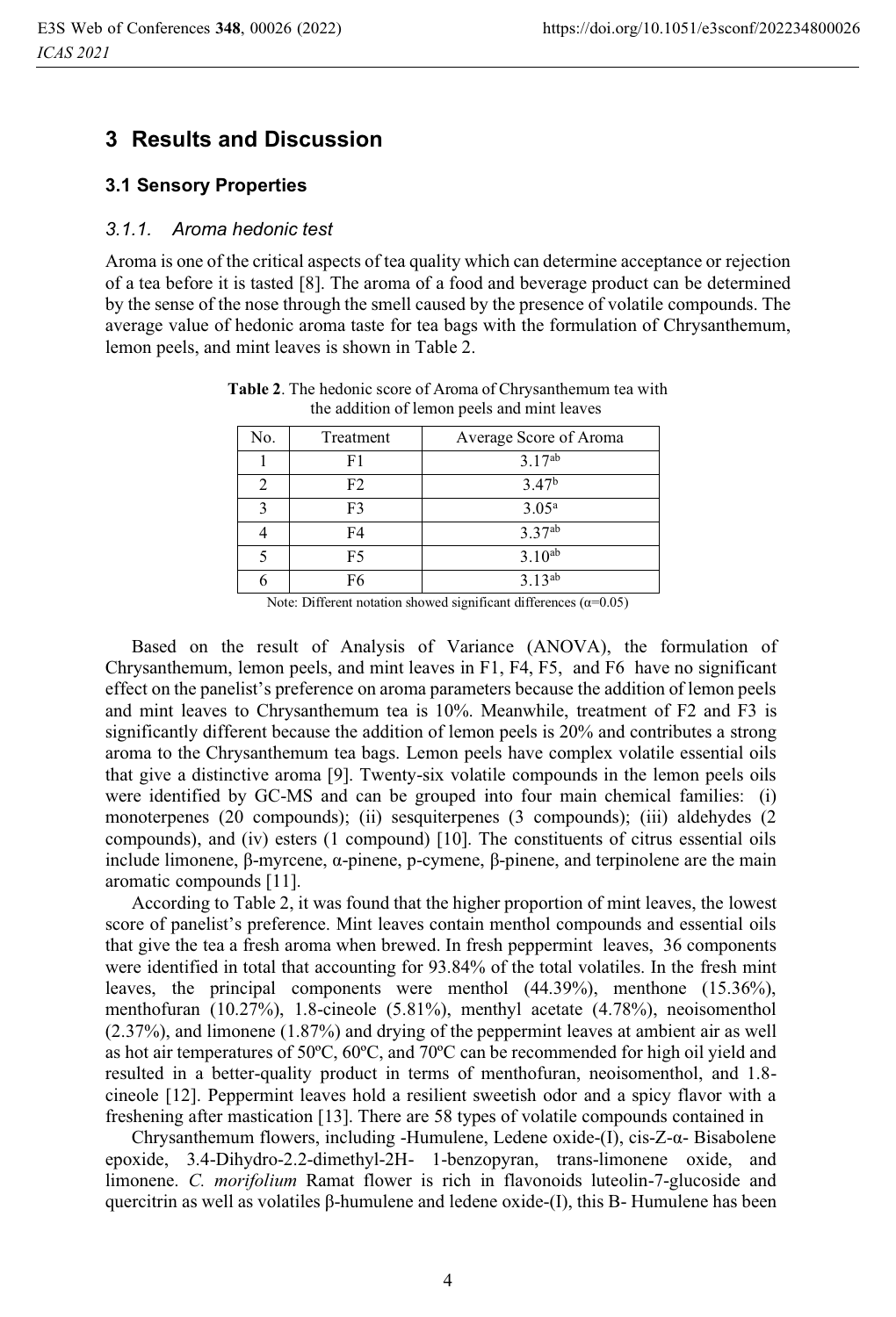## 3 Results and Discussion

### 3.1 Sensory Properties

#### *3.1.1. Aroma hedonic test*

Aroma is one of the critical aspects of tea quality which can determine acceptance or rejection of a tea before it is tasted [8]. The aroma of a food and beverage product can be determined by the sense of the nose through the smell caused by the presence of volatile compounds. The average value of hedonic aroma taste for tea bags with the formulation of Chrysanthemum, lemon peels, and mint leaves is shown in Table 2.

**Table 2**. The hedonic score of Aroma of Chrysanthemum tea with the addition of lemon peels and mint leaves

| No. | Treatment | Average Score of Aroma |
|---|---|---|
| 1 | F1 | $3.17^{ab}$ |
| 2 | F2 | $3.47^{b}$ |
| 3 | F3 | $3.05^{a}$ |
| 4 | F4 | $3.37^{ab}$ |
| 5 | F5 | $3.10^{ab}$ |
| 6 | F6 | $3.13^{ab}$ |

Note: Different notation showed significant differences (α=0.05)

Based on the result of Analysis of Variance (ANOVA), the formulation of Chrysanthemum, lemon peels, and mint leaves in F1, F4, F5, and F6 have no significant effect on the panelist's preference on aroma parameters because the addition of lemon peels and mint leaves to Chrysanthemum tea is 10%. Meanwhile, treatment of F2 and F3 is significantly different because the addition of lemon peels is 20% and contributes a strong aroma to the Chrysanthemum tea bags. Lemon peels have complex volatile essential oils that give a distinctive aroma [9]. Twenty-six volatile compounds in the lemon peels oils were identified by GC-MS and can be grouped into four main chemical families: (i) monoterpenes (20 compounds); (ii) sesquiterpenes (3 compounds); (iii) aldehydes (2 compounds), and (iv) esters (1 compound) [10]. The constituents of citrus essential oils include limonene, β-myrcene, α-pinene, p-cymene, β-pinene, and terpinolene are the main aromatic compounds [11].

According to Table 2, it was found that the higher proportion of mint leaves, the lowest score of panelist's preference. Mint leaves contain menthol compounds and essential oils that give the tea a fresh aroma when brewed. In fresh peppermint leaves, 36 components were identified in total that accounting for 93.84% of the total volatiles. In the fresh mint leaves, the principal components were menthol (44.39%), menthone (15.36%), menthofuran (10.27%), 1.8-cineole (5.81%), menthyl acetate (4.78%), neoisomenthol (2.37%), and limonene (1.87%) and drying of the peppermint leaves at ambient air as well as hot air temperatures of 50ºC, 60ºC, and 70ºC can be recommended for high oil yield and resulted in a better-quality product in terms of menthofuran, neoisomenthol, and 1.8-cineole [12]. Peppermint leaves hold a resilient sweetish odor and a spicy flavor with a freshening after mastication [13]. There are 58 types of volatile compounds contained in

Chrysanthemum flowers, including -Humulene, Ledene oxide-(I), cis-Z-α- Bisabolene epoxide, 3.4-Dihydro-2.2-dimethyl-2H- 1-benzopyran, trans-limonene oxide, and limonene. *C. morifolium* Ramat flower is rich in flavonoids luteolin-7-glucoside and quercitrin as well as volatiles β-humulene and ledene oxide-(I), this B- Humulene has been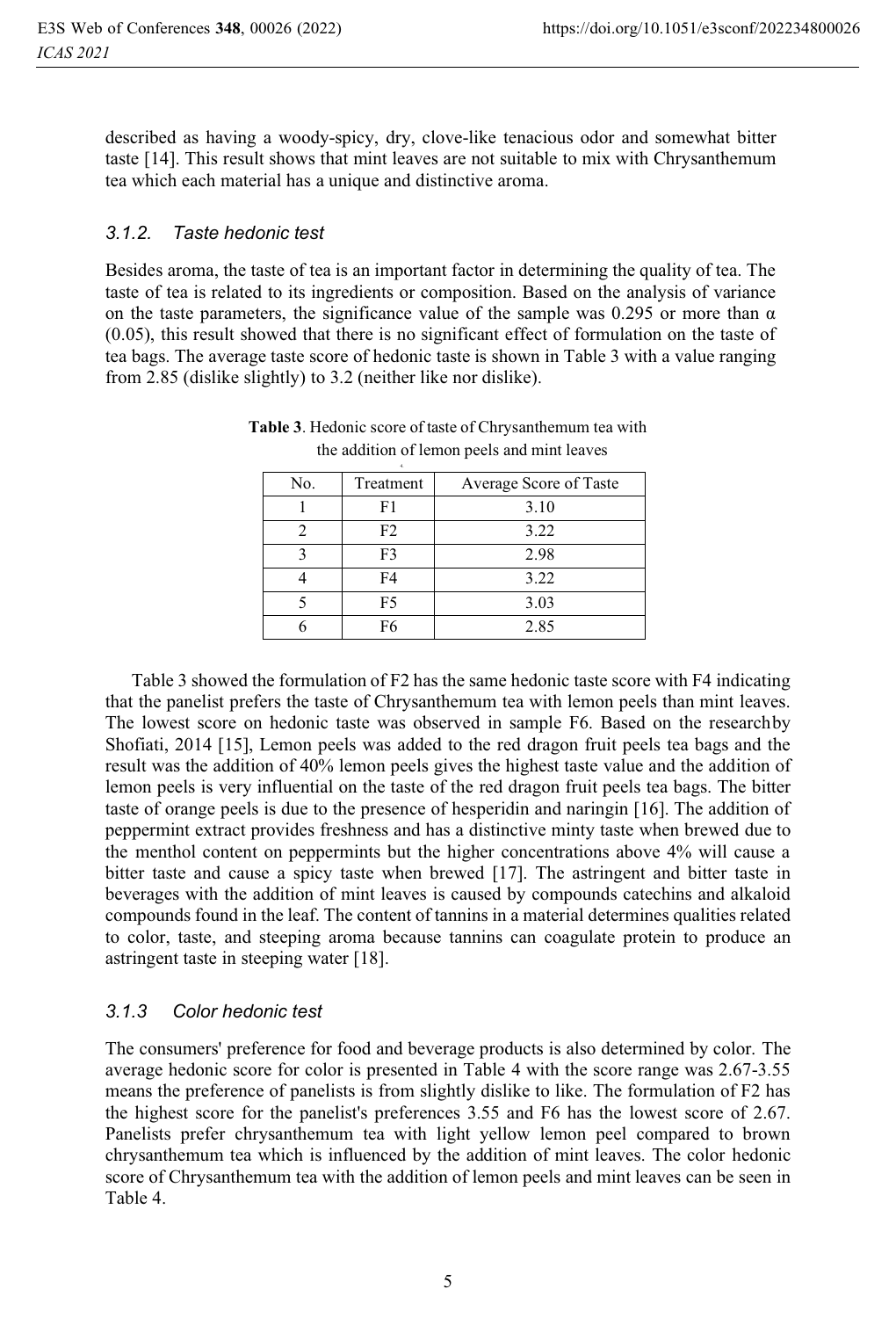described as having a woody-spicy, dry, clove-like tenacious odor and somewhat bitter taste [14]. This result shows that mint leaves are not suitable to mix with Chrysanthemum tea which each material has a unique and distinctive aroma.

### 3.1.2. Taste hedonic test

Besides aroma, the taste of tea is an important factor in determining the quality of tea. The taste of tea is related to its ingredients or composition. Based on the analysis of variance on the taste parameters, the significance value of the sample was 0.295 or more than $\alpha$ (0.05), this result showed that there is no significant effect of formulation on the taste of tea bags. The average taste score of hedonic taste is shown in Table 3 with a value ranging from 2.85 (dislike slightly) to 3.2 (neither like nor dislike).

**Table 3**. Hedonic score of taste of Chrysanthemum tea with the addition of lemon peels and mint leaves

| No. | Treatment | Average Score of Taste |
|---|---|---|
| 1 | F1 | 3.10 |
| 2 | F2 | 3.22 |
| 3 | F3 | 2.98 |
| 4 | F4 | 3.22 |
| 5 | F5 | 3.03 |
| 6 | F6 | 2.85 |

Table 3 showed the formulation of F2 has the same hedonic taste score with F4 indicating that the panelist prefers the taste of Chrysanthemum tea with lemon peels than mint leaves. The lowest score on hedonic taste was observed in sample F6. Based on the researchby Shofiati, 2014 [15], Lemon peels was added to the red dragon fruit peels tea bags and the result was the addition of 40% lemon peels gives the highest taste value and the addition of lemon peels is very influential on the taste of the red dragon fruit peels tea bags. The bitter taste of orange peels is due to the presence of hesperidin and naringin [16]. The addition of peppermint extract provides freshness and has a distinctive minty taste when brewed due to the menthol content on peppermints but the higher concentrations above 4% will cause a bitter taste and cause a spicy taste when brewed [17]. The astringent and bitter taste in beverages with the addition of mint leaves is caused by compounds catechins and alkaloid compounds found in the leaf. The content of tannins in a material determines qualities related to color, taste, and steeping aroma because tannins can coagulate protein to produce an astringent taste in steeping water [18].

### 3.1.3 Color hedonic test

The consumers' preference for food and beverage products is also determined by color. The average hedonic score for color is presented in Table 4 with the score range was 2.67-3.55 means the preference of panelists is from slightly dislike to like. The formulation of F2 has the highest score for the panelist's preferences 3.55 and F6 has the lowest score of 2.67. Panelists prefer chrysanthemum tea with light yellow lemon peel compared to brown chrysanthemum tea which is influenced by the addition of mint leaves. The color hedonic score of Chrysanthemum tea with the addition of lemon peels and mint leaves can be seen in Table 4.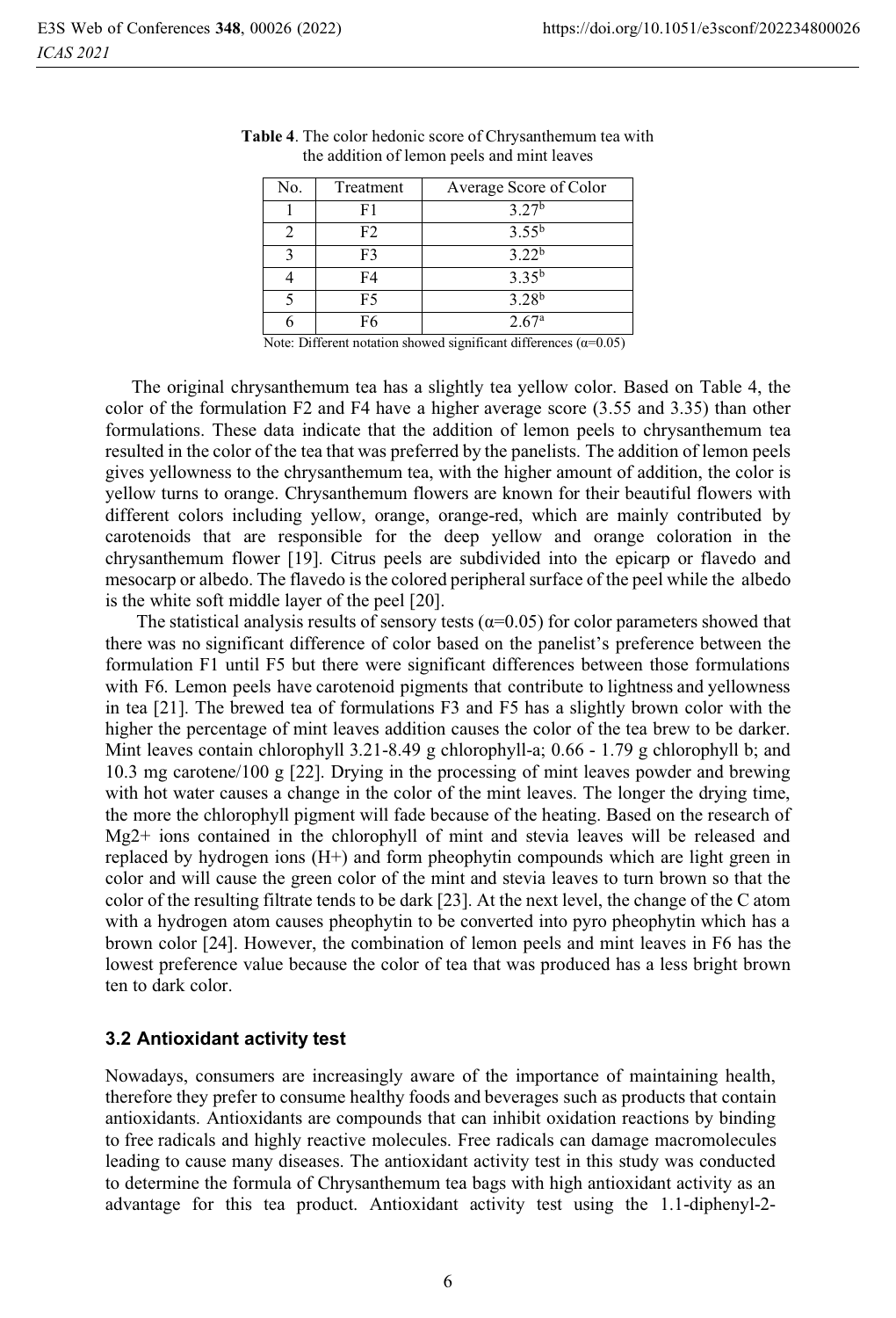**Table 4**. The color hedonic score of Chrysanthemum tea with the addition of lemon peels and mint leaves

| No. | Treatment | Average Score of Color |
|---|---|---|
| 1 | F1 | $3.27^b$ |
| 2 | F2 | $3.55^b$ |
| 3 | F3 | $3.22^b$ |
| 4 | F4 | $3.35^b$ |
| 5 | F5 | $3.28^b$ |
| 6 | F6 | $2.67^a$ |

Note: Different notation showed significant differences ($\alpha$=0.05)

The original chrysanthemum tea has a slightly tea yellow color. Based on Table 4, the color of the formulation F2 and F4 have a higher average score (3.55 and 3.35) than other formulations. These data indicate that the addition of lemon peels to chrysanthemum tea resulted in the color of the tea that was preferred by the panelists. The addition of lemon peels gives yellowness to the chrysanthemum tea, with the higher amount of addition, the color is yellow turns to orange. Chrysanthemum flowers are known for their beautiful flowers with different colors including yellow, orange, orange-red, which are mainly contributed by carotenoids that are responsible for the deep yellow and orange coloration in the chrysanthemum flower [19]. Citrus peels are subdivided into the epicarp or flavedo and mesocarp or albedo. The flavedo is the colored peripheral surface of the peel while the albedo is the white soft middle layer of the peel [20].

The statistical analysis results of sensory tests ($\alpha$=0.05) for color parameters showed that there was no significant difference of color based on the panelist's preference between the formulation F1 until F5 but there were significant differences between those formulations with F6. Lemon peels have carotenoid pigments that contribute to lightness and yellowness in tea [21]. The brewed tea of formulations F3 and F5 has a slightly brown color with the higher the percentage of mint leaves addition causes the color of the tea brew to be darker. Mint leaves contain chlorophyll 3.21-8.49 g chlorophyll-a; 0.66 - 1.79 g chlorophyll b; and 10.3 mg carotene/100 g [22]. Drying in the processing of mint leaves powder and brewing with hot water causes a change in the color of the mint leaves. The longer the drying time, the more the chlorophyll pigment will fade because of the heating. Based on the research of $Mg^{2+}$ ions contained in the chlorophyll of mint and stevia leaves will be released and replaced by hydrogen ions ($H^+$) and form pheophytin compounds which are light green in color and will cause the green color of the mint and stevia leaves to turn brown so that the color of the resulting filtrate tends to be dark [23]. At the next level, the change of the C atom with a hydrogen atom causes pheophytin to be converted into pyro pheophytin which has a brown color [24]. However, the combination of lemon peels and mint leaves in F6 has the lowest preference value because the color of tea that was produced has a less bright brown ten to dark color.

### 3.2 Antioxidant activity test

Nowadays, consumers are increasingly aware of the importance of maintaining health, therefore they prefer to consume healthy foods and beverages such as products that contain antioxidants. Antioxidants are compounds that can inhibit oxidation reactions by binding to free radicals and highly reactive molecules. Free radicals can damage macromolecules leading to cause many diseases. The antioxidant activity test in this study was conducted to determine the formula of Chrysanthemum tea bags with high antioxidant activity as an advantage for this tea product. Antioxidant activity test using the 1.1-diphenyl-2-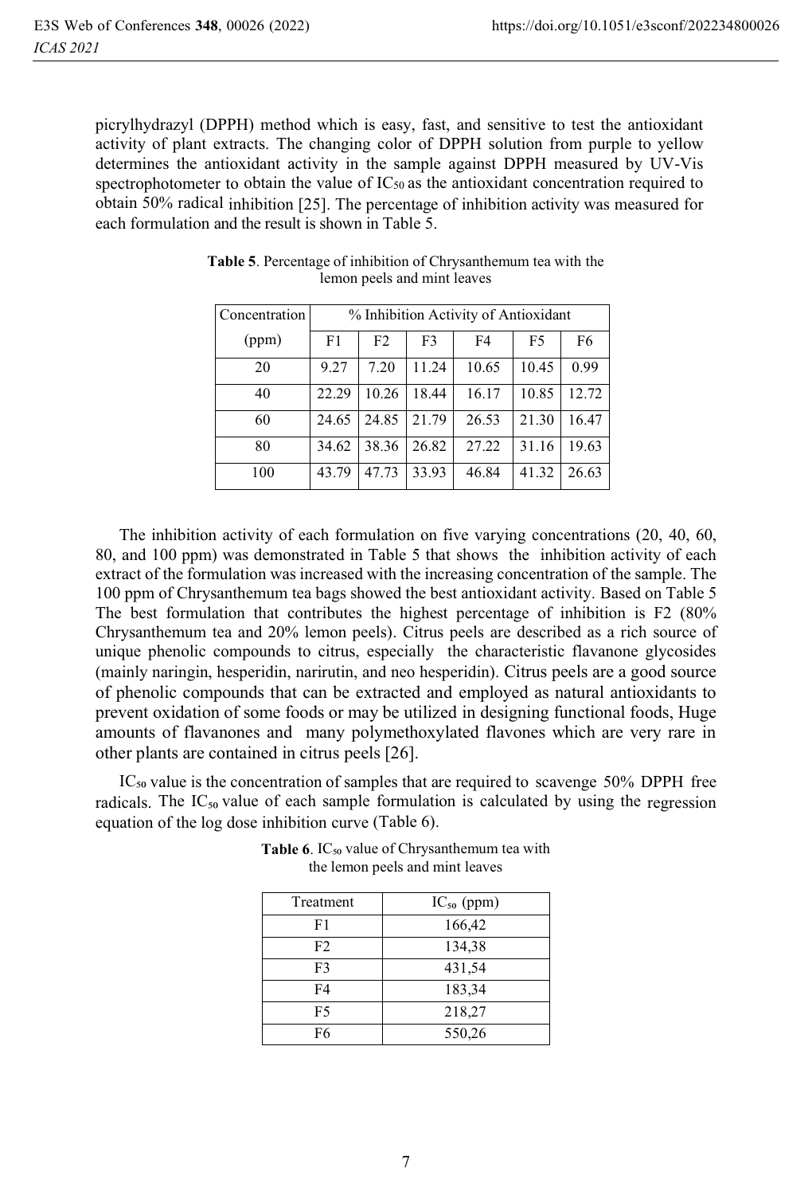picrylhydrazyl (DPPH) method which is easy, fast, and sensitive to test the antioxidant activity of plant extracts. The changing color of DPPH solution from purple to yellow determines the antioxidant activity in the sample against DPPH measured by UV-Vis spectrophotometer to obtain the value of $IC_{50}$ as the antioxidant concentration required to obtain 50% radical inhibition [25]. The percentage of inhibition activity was measured for each formulation and the result is shown in Table 5.

**Table 5**. Percentage of inhibition of Chrysanthemum tea with the lemon peels and mint leaves

| Concentration (ppm) | % Inhibition Activity of Antioxidant | | | | | |
|---|---|---|---|---|---|---|
| | F1 | F2 | F3 | F4 | F5 | F6 |
| 20 | 9.27 | 7.20 | 11.24 | 10.65 | 10.45 | 0.99 |
| 40 | 22.29 | 10.26 | 18.44 | 16.17 | 10.85 | 12.72 |
| 60 | 24.65 | 24.85 | 21.79 | 26.53 | 21.30 | 16.47 |
| 80 | 34.62 | 38.36 | 26.82 | 27.22 | 31.16 | 19.63 |
| 100 | 43.79 | 47.73 | 33.93 | 46.84 | 41.32 | 26.63 |

The inhibition activity of each formulation on five varying concentrations (20, 40, 60, 80, and 100 ppm) was demonstrated in Table 5 that shows the inhibition activity of each extract of the formulation was increased with the increasing concentration of the sample. The 100 ppm of Chrysanthemum tea bags showed the best antioxidant activity. Based on Table 5 The best formulation that contributes the highest percentage of inhibition is F2 (80% Chrysanthemum tea and 20% lemon peels). Citrus peels are described as a rich source of unique phenolic compounds to citrus, especially the characteristic flavanone glycosides (mainly naringin, hesperidin, narirutin, and neo hesperidin). Citrus peels are a good source of phenolic compounds that can be extracted and employed as natural antioxidants to prevent oxidation of some foods or may be utilized in designing functional foods, Huge amounts of flavanones and many polymethoxylated flavones which are very rare in other plants are contained in citrus peels [26].

$IC_{50}$ value is the concentration of samples that are required to scavenge 50% DPPH free radicals. The $IC_{50}$ value of each sample formulation is calculated by using the regression equation of the log dose inhibition curve (Table 6).

**Table 6**. $IC_{50}$ value of Chrysanthemum tea with the lemon peels and mint leaves

| Treatment | $IC_{50}$ (ppm) |
|---|---|
| F1 | 166,42 |
| F2 | 134,38 |
| F3 | 431,54 |
| F4 | 183,34 |
| F5 | 218,27 |
| F6 | 550,26 |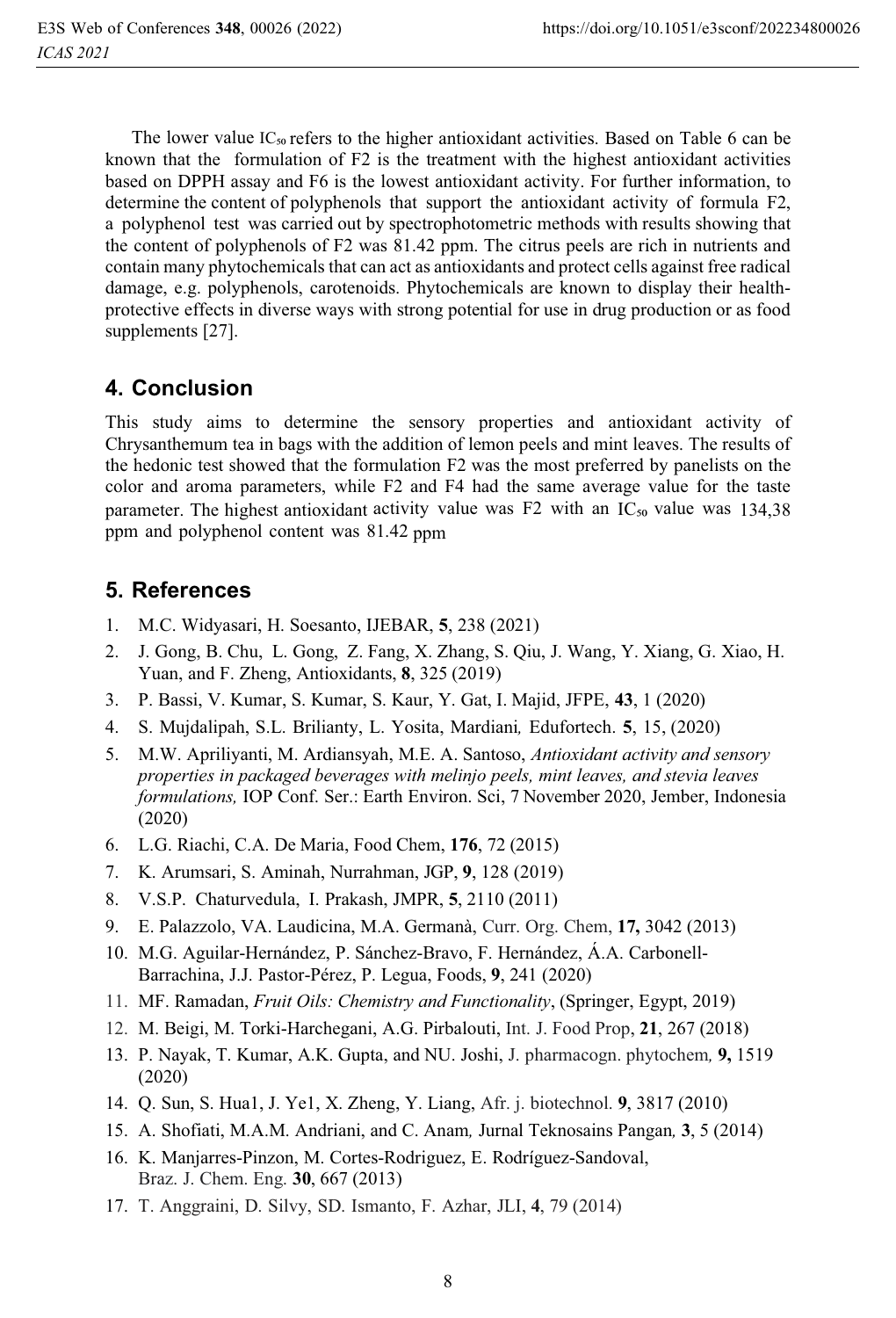The lower value $IC_{50}$ refers to the higher antioxidant activities. Based on Table 6 can be known that the formulation of F2 is the treatment with the highest antioxidant activities based on DPPH assay and F6 is the lowest antioxidant activity. For further information, to determine the content of polyphenols that support the antioxidant activity of formula F2, a polyphenol test was carried out by spectrophotometric methods with results showing that the content of polyphenols of F2 was 81.42 ppm. The citrus peels are rich in nutrients and contain many phytochemicals that can act as antioxidants and protect cells against free radical damage, e.g. polyphenols, carotenoids. Phytochemicals are known to display their health-protective effects in diverse ways with strong potential for use in drug production or as food supplements [27].

## 4. Conclusion

This study aims to determine the sensory properties and antioxidant activity of Chrysanthemum tea in bags with the addition of lemon peels and mint leaves. The results of the hedonic test showed that the formulation F2 was the most preferred by panelists on the color and aroma parameters, while F2 and F4 had the same average value for the taste parameter. The highest antioxidant activity value was F2 with an $IC_{50}$ value was 134,38 ppm and polyphenol content was 81.42 ppm

## 5. References

1. M.C. Widyasari, H. Soesanto, IJEBAR, **5**, 238 (2021)
2. J. Gong, B. Chu, L. Gong, Z. Fang, X. Zhang, S. Qiu, J. Wang, Y. Xiang, G. Xiao, H. Yuan, and F. Zheng, Antioxidants, **8**, 325 (2019)
3. P. Bassi, V. Kumar, S. Kumar, S. Kaur, Y. Gat, I. Majid, JFPE, **43**, 1 (2020)
4. S. Mujdalipah, S.L. Brilianty, L. Yosita, Mardiani, Edufortech. **5**, 15, (2020)
5. M.W. Apriliyanti, M. Ardiansyah, M.E. A. Santoso, *Antioxidant activity and sensory properties in packaged beverages with melinjo peels, mint leaves, and stevia leaves formulations,* IOP Conf. Ser.: Earth Environ. Sci, 7 November 2020, Jember, Indonesia (2020)
6. L.G. Riachi, C.A. De Maria, Food Chem, **176**, 72 (2015)
7. K. Arumsari, S. Aminah, Nurrahman, JGP, **9**, 128 (2019)
8. V.S.P. Chaturvedula, I. Prakash, JMPR, **5**, 2110 (2011)
9. E. Palazzolo, VA. Laudicina, M.A. Germanà, Curr. Org. Chem, **17,** 3042 (2013)
10. M.G. Aguilar-Hernández, P. Sánchez-Bravo, F. Hernández, Á.A. Carbonell-Barrachina, J.J. Pastor-Pérez, P. Legua, Foods, **9**, 241 (2020)
11. MF. Ramadan, *Fruit Oils: Chemistry and Functionality*, (Springer, Egypt, 2019)
12. M. Beigi, M. Torki-Harchegani, A.G. Pirbalouti, Int. J. Food Prop, **21**, 267 (2018)
13. P. Nayak, T. Kumar, A.K. Gupta, and NU. Joshi, J. pharmacogn. phytochem, **9,** 1519 (2020)
14. Q. Sun, S. Hua1, J. Ye1, X. Zheng, Y. Liang, Afr. j. biotechnol. **9**, 3817 (2010)
15. A. Shofiati, M.A.M. Andriani, and C. Anam, Jurnal Teknosains Pangan, **3**, 5 (2014)
16. K. Manjarres-Pinzon, M. Cortes-Rodriguez, E. Rodríguez-Sandoval, Braz. J. Chem. Eng. **30**, 667 (2013)
17. T. Anggraini, D. Silvy, SD. Ismanto, F. Azhar, JLI, **4**, 79 (2014)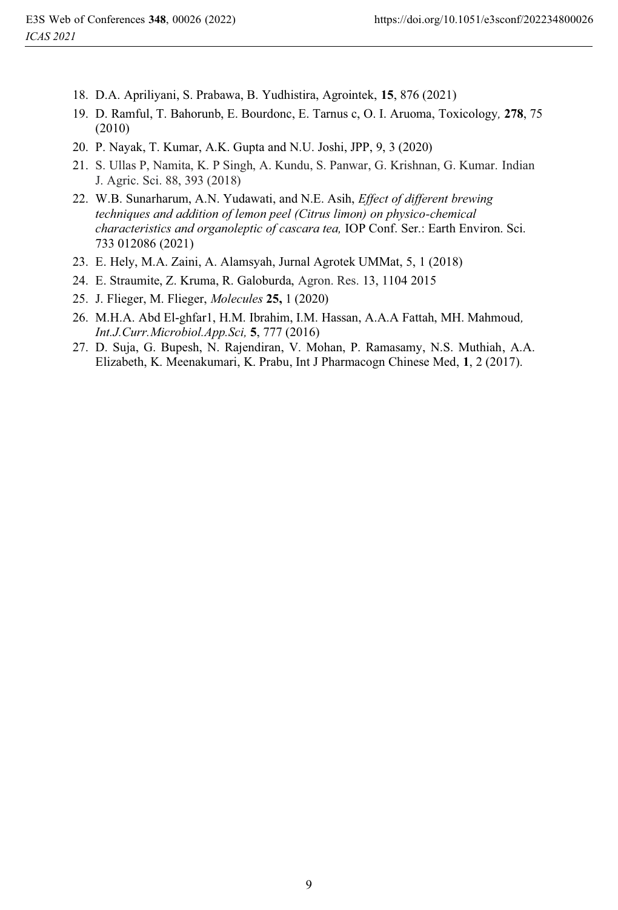18. D.A. Apriliyani, S. Prabawa, B. Yudhistira, Agrointek, **15**, 876 (2021)
19. D. Ramful, T. Bahorunb, E. Bourdonc, E. Tarnus c, O. I. Aruoma, Toxicology*,* **278**, 75 (2010)
20. P. Nayak, T. Kumar, A.K. Gupta and N.U. Joshi, JPP, 9, 3 (2020)
21. S. Ullas P, Namita, K. P Singh, A. Kundu, S. Panwar, G. Krishnan, G. Kumar. Indian J. Agric. Sci. 88, 393 (2018)
22. W.B. Sunarharum, A.N. Yudawati, and N.E. Asih, *Effect of different brewing techniques and addition of lemon peel (Citrus limon) on physico-chemical characteristics and organoleptic of cascara tea,* IOP Conf. Ser.: Earth Environ. Sci. 733 012086 (2021)
23. E. Hely, M.A. Zaini, A. Alamsyah, Jurnal Agrotek UMMat, 5, 1 (2018)
24. E. Straumite, Z. Kruma, R. Galoburda, Agron. Res. 13, 1104 2015
25. J. Flieger, M. Flieger, *Molecules* **25,** 1 (2020)
26. M.H.A. Abd El-ghfar1, H.M. Ibrahim, I.M. Hassan, A.A.A Fattah, MH. Mahmoud*, Int.J.Curr.Microbiol.App.Sci,* **5**, 777 (2016)
27. D. Suja, G. Bupesh, N. Rajendiran, V. Mohan, P. Ramasamy, N.S. Muthiah, A.A. Elizabeth, K. Meenakumari, K. Prabu, Int J Pharmacogn Chinese Med, **1**, 2 (2017).